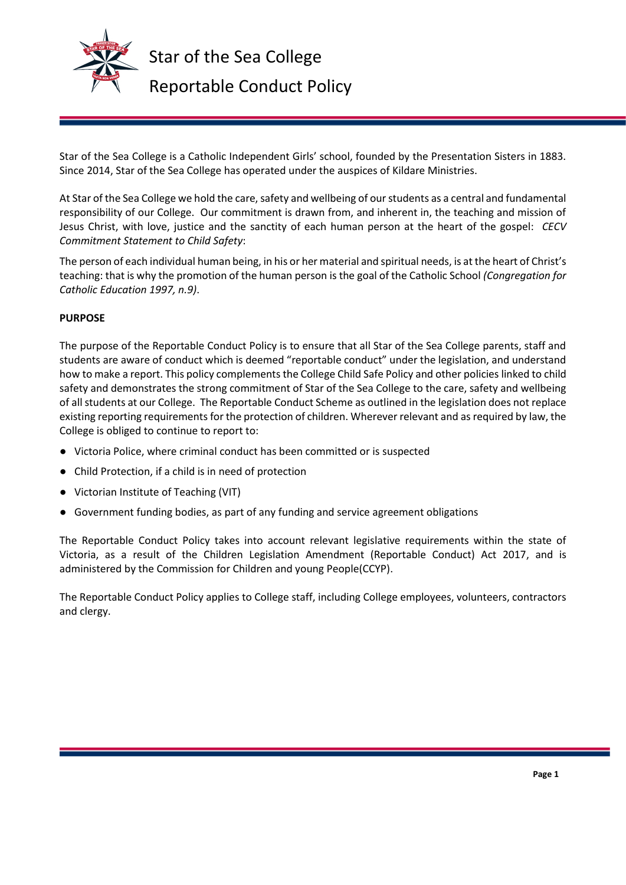# Star of the Sea College

## Reportable Conduct Policy

Star of the Sea College is a Catholic Independent Girls' school, founded by the Presentation Sisters in 1883. Since 2014, Star of the Sea College has operated under the auspices of Kildare Ministries.

At Star of the Sea College we hold the care, safety and wellbeing of our students as a central and fundamental responsibility of our College. Our commitment is drawn from, and inherent in, the teaching and mission of Jesus Christ, with love, justice and the sanctity of each human person at the heart of the gospel: *CECV Commitment Statement to Child Safety*:

The person of each individual human being, in his or her material and spiritual needs, is at the heart of Christ's teaching: that is why the promotion of the human person is the goal of the Catholic School *(Congregation for Catholic Education 1997, n.9)*.

**PURPOSE**

The purpose of the Reportable Conduct Policy is to ensure that all Star of the Sea College parents, staff and students are aware of conduct which is deemed "reportable conduct" under the legislation, and understand how to make a report. This policy complements the College Child Safe Policy and other policies linked to child safety and demonstrates the strong commitment of Star of the Sea College to the care, safety and wellbeing of all students at our College. The Reportable Conduct Scheme as outlined in the legislation does not replace existing reporting requirements for the protection of children. Wherever relevant and as required by law, the College is obliged to continue to report to:

- Victoria Police, where criminal conduct has been committed or is suspected
- Child Protection, if a child is in need of protection
- Victorian Institute of Teaching (VIT)
- Government funding bodies, as part of any funding and service agreement obligations

The Reportable Conduct Policy takes into account relevant legislative requirements within the state of Victoria, as a result of the Children Legislation Amendment (Reportable Conduct) Act 2017, and is administered by the Commission for Children and young People(CCYP).

The Reportable Conduct Policy applies to College staff, including College employees, volunteers, contractors and clergy.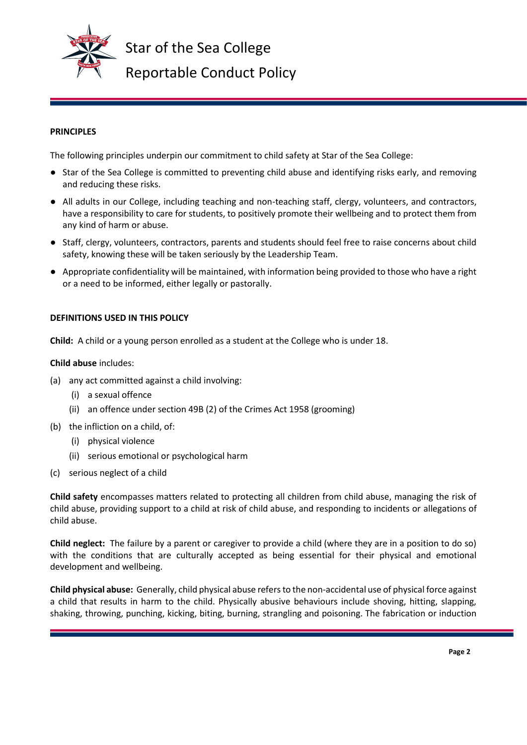**PRINCIPLES**

The following principles underpin our commitment to child safety at Star of the Sea College:

- Star of the Sea College is committed to preventing child abuse and identifying risks early, and removing and reducing these risks.
- All adults in our College, including teaching and non-teaching staff, clergy, volunteers, and contractors, have a responsibility to care for students, to positively promote their wellbeing and to protect them from any kind of harm or abuse.
- Staff, clergy, volunteers, contractors, parents and students should feel free to raise concerns about child safety, knowing these will be taken seriously by the Leadership Team.
- Appropriate confidentiality will be maintained, with information being provided to those who have a right or a need to be informed, either legally or pastorally.

**DEFINITIONS USED IN THIS POLICY**

**Child:** A child or a young person enrolled as a student at the College who is under 18.

**Child abuse** includes:

(a) any act committed against a child involving:
   (i) a sexual offence
   (ii) an offence under section 49B (2) of the Crimes Act 1958 (grooming)

(b) the infliction on a child, of:
   (i) physical violence
   (ii) serious emotional or psychological harm

(c) serious neglect of a child

**Child safety** encompasses matters related to protecting all children from child abuse, managing the risk of child abuse, providing support to a child at risk of child abuse, and responding to incidents or allegations of child abuse.

**Child neglect:** The failure by a parent or caregiver to provide a child (where they are in a position to do so) with the conditions that are culturally accepted as being essential for their physical and emotional development and wellbeing.

**Child physical abuse:** Generally, child physical abuse refers to the non-accidental use of physical force against a child that results in harm to the child. Physically abusive behaviours include shoving, hitting, slapping, shaking, throwing, punching, kicking, biting, burning, strangling and poisoning. The fabrication or induction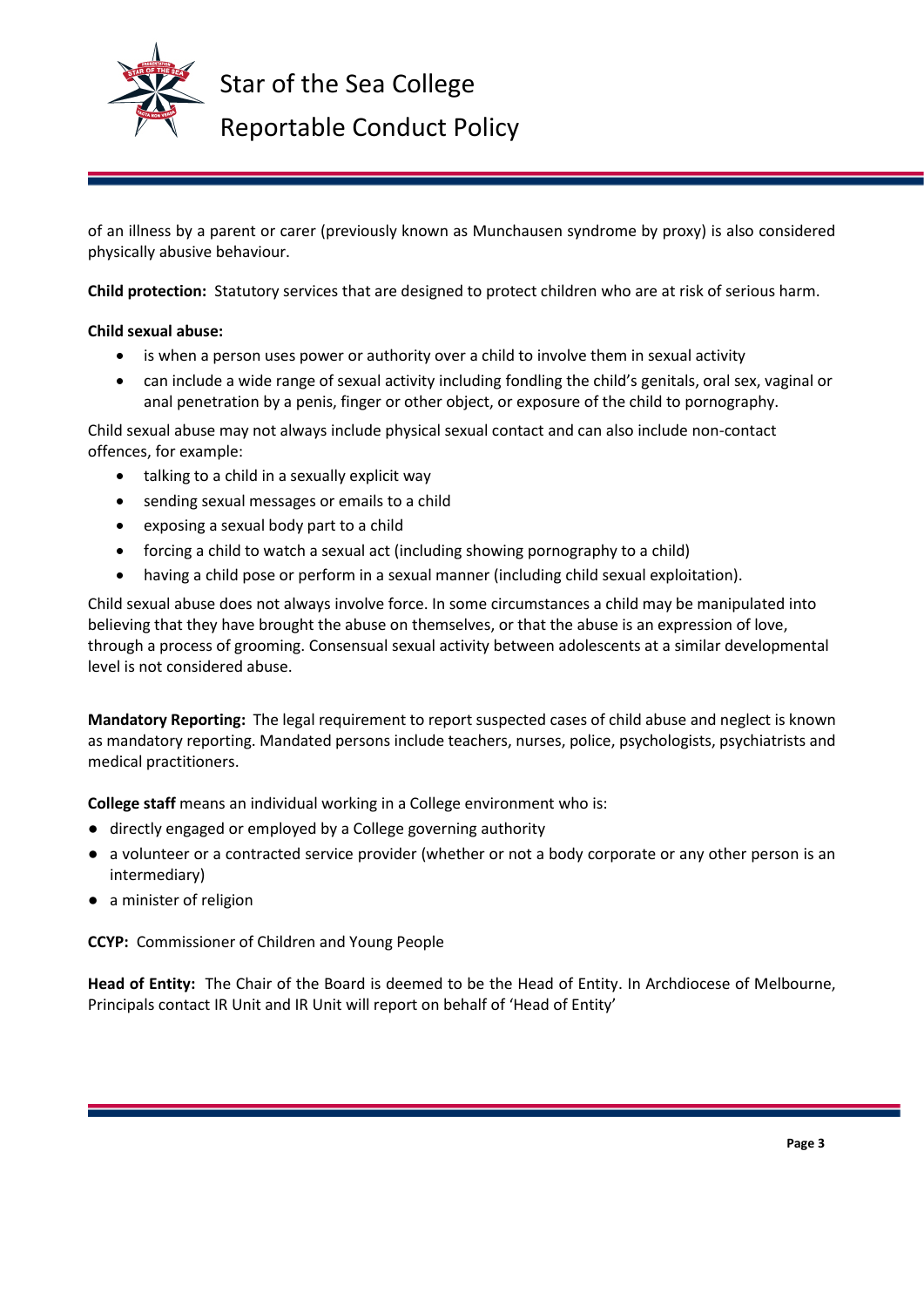of an illness by a parent or carer (previously known as Munchausen syndrome by proxy) is also considered physically abusive behaviour.

**Child protection:** Statutory services that are designed to protect children who are at risk of serious harm.

**Child sexual abuse:**

- is when a person uses power or authority over a child to involve them in sexual activity
- can include a wide range of sexual activity including fondling the child's genitals, oral sex, vaginal or anal penetration by a penis, finger or other object, or exposure of the child to pornography.

Child sexual abuse may not always include physical sexual contact and can also include non-contact offences, for example:

- talking to a child in a sexually explicit way
- sending sexual messages or emails to a child
- exposing a sexual body part to a child
- forcing a child to watch a sexual act (including showing pornography to a child)
- having a child pose or perform in a sexual manner (including child sexual exploitation).

Child sexual abuse does not always involve force. In some circumstances a child may be manipulated into believing that they have brought the abuse on themselves, or that the abuse is an expression of love, through a process of grooming. Consensual sexual activity between adolescents at a similar developmental level is not considered abuse.

**Mandatory Reporting:** The legal requirement to report suspected cases of child abuse and neglect is known as mandatory reporting. Mandated persons include teachers, nurses, police, psychologists, psychiatrists and medical practitioners.

**College staff** means an individual working in a College environment who is:

- directly engaged or employed by a College governing authority
- a volunteer or a contracted service provider (whether or not a body corporate or any other person is an intermediary)
- a minister of religion

**CCYP:** Commissioner of Children and Young People

**Head of Entity:** The Chair of the Board is deemed to be the Head of Entity. In Archdiocese of Melbourne, Principals contact IR Unit and IR Unit will report on behalf of 'Head of Entity'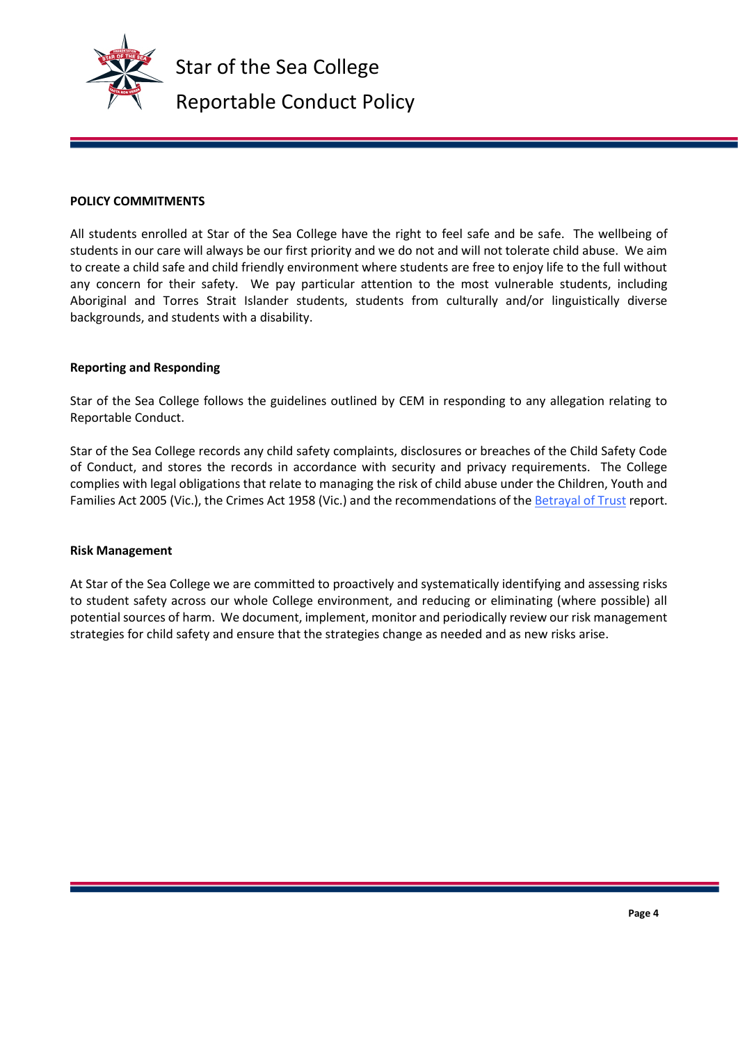**POLICY COMMITMENTS**

All students enrolled at Star of the Sea College have the right to feel safe and be safe. The wellbeing of students in our care will always be our first priority and we do not and will not tolerate child abuse. We aim to create a child safe and child friendly environment where students are free to enjoy life to the full without any concern for their safety. We pay particular attention to the most vulnerable students, including Aboriginal and Torres Strait Islander students, students from culturally and/or linguistically diverse backgrounds, and students with a disability.

**Reporting and Responding**

Star of the Sea College follows the guidelines outlined by CEM in responding to any allegation relating to Reportable Conduct.

Star of the Sea College records any child safety complaints, disclosures or breaches of the Child Safety Code of Conduct, and stores the records in accordance with security and privacy requirements. The College complies with legal obligations that relate to managing the risk of child abuse under the Children, Youth and Families Act 2005 (Vic.), the Crimes Act 1958 (Vic.) and the recommendations of the Betrayal of Trust report.

**Risk Management**

At Star of the Sea College we are committed to proactively and systematically identifying and assessing risks to student safety across our whole College environment, and reducing or eliminating (where possible) all potential sources of harm. We document, implement, monitor and periodically review our risk management strategies for child safety and ensure that the strategies change as needed and as new risks arise.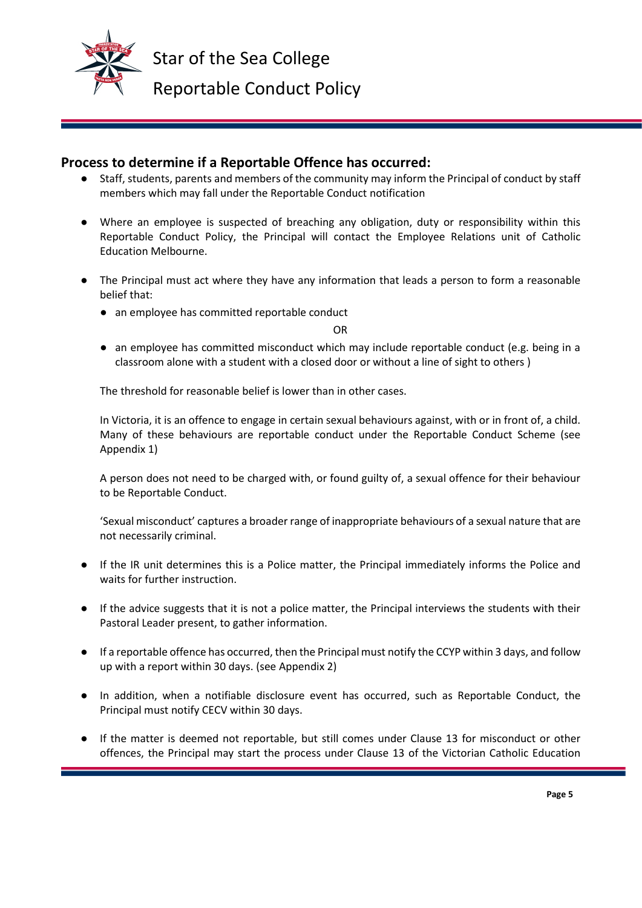## Process to determine if a Reportable Offence has occurred:

- Staff, students, parents and members of the community may inform the Principal of conduct by staff members which may fall under the Reportable Conduct notification

- Where an employee is suspected of breaching any obligation, duty or responsibility within this Reportable Conduct Policy, the Principal will contact the Employee Relations unit of Catholic Education Melbourne.

- The Principal must act where they have any information that leads a person to form a reasonable belief that:

  - an employee has committed reportable conduct

    OR

  - an employee has committed misconduct which may include reportable conduct (e.g. being in a classroom alone with a student with a closed door or without a line of sight to others )

  The threshold for reasonable belief is lower than in other cases.

  In Victoria, it is an offence to engage in certain sexual behaviours against, with or in front of, a child. Many of these behaviours are reportable conduct under the Reportable Conduct Scheme (see Appendix 1)

  A person does not need to be charged with, or found guilty of, a sexual offence for their behaviour to be Reportable Conduct.

  'Sexual misconduct' captures a broader range of inappropriate behaviours of a sexual nature that are not necessarily criminal.

- If the IR unit determines this is a Police matter, the Principal immediately informs the Police and waits for further instruction.

- If the advice suggests that it is not a police matter, the Principal interviews the students with their Pastoral Leader present, to gather information.

- If a reportable offence has occurred, then the Principal must notify the CCYP within 3 days, and follow up with a report within 30 days. (see Appendix 2)

- In addition, when a notifiable disclosure event has occurred, such as Reportable Conduct, the Principal must notify CECV within 30 days.

- If the matter is deemed not reportable, but still comes under Clause 13 for misconduct or other offences, the Principal may start the process under Clause 13 of the Victorian Catholic Education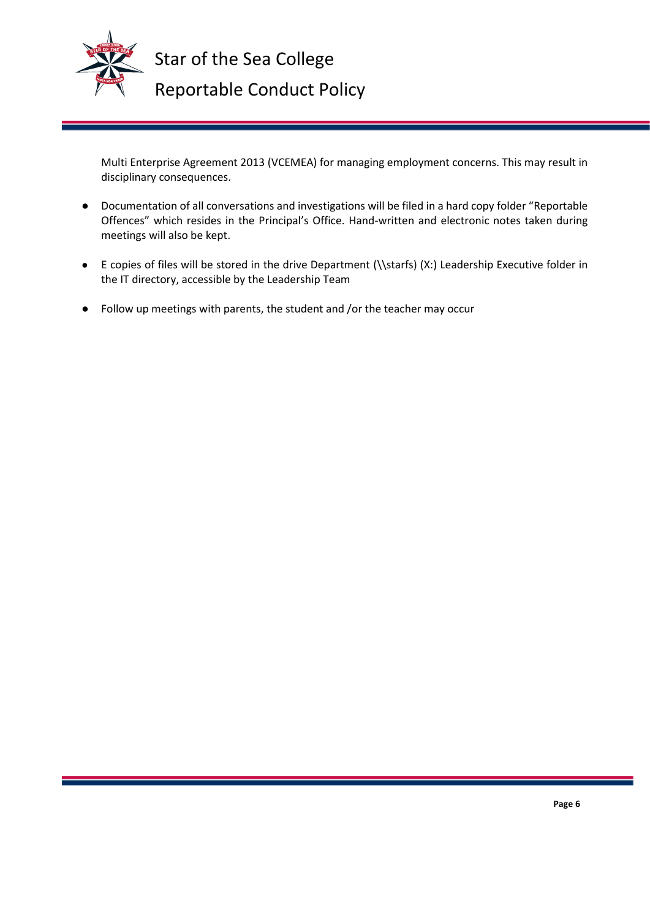Multi Enterprise Agreement 2013 (VCEMEA) for managing employment concerns. This may result in disciplinary consequences.

- Documentation of all conversations and investigations will be filed in a hard copy folder "Reportable Offences" which resides in the Principal's Office. Hand-written and electronic notes taken during meetings will also be kept.

- E copies of files will be stored in the drive Department (\\starfs) (X:) Leadership Executive folder in the IT directory, accessible by the Leadership Team

- Follow up meetings with parents, the student and /or the teacher may occur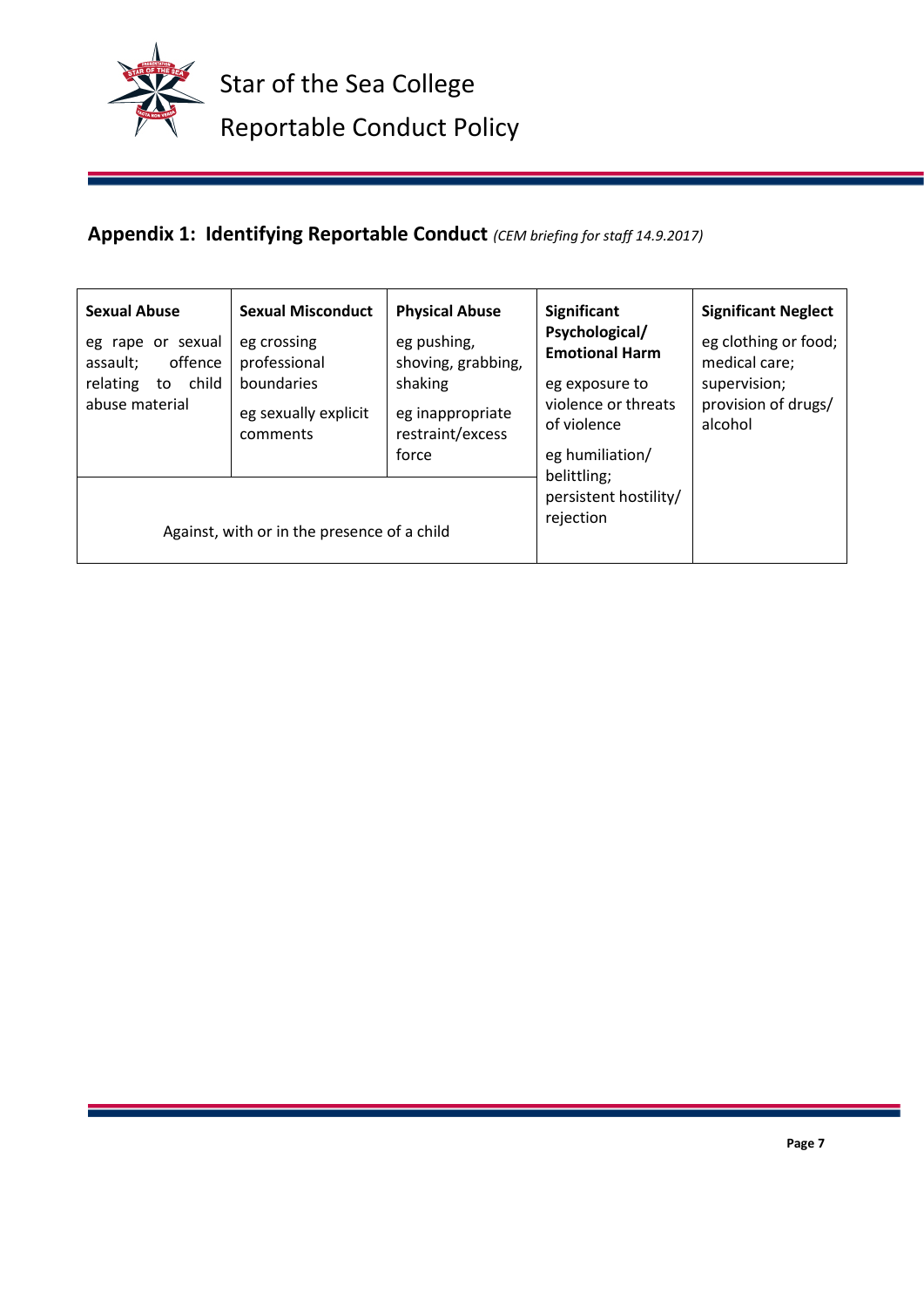## Appendix 1: Identifying Reportable Conduct *(CEM briefing for staff 14.9.2017)*

| Sexual Abuse | Sexual Misconduct | Physical Abuse | Significant Psychological/ Emotional Harm | Significant Neglect |
|---|---|---|---|---|
| eg rape or sexual assault; offence relating to child abuse material | eg crossing professional boundaries<br><br>eg sexually explicit comments | eg pushing, shoving, grabbing, shaking<br><br>eg inappropriate restraint/excess force | eg exposure to violence or threats of violence<br><br>eg humiliation/ belittling; persistent hostility/ rejection | eg clothing or food; medical care; supervision; provision of drugs/ alcohol |
| Against, with or in the presence of a child | | | | |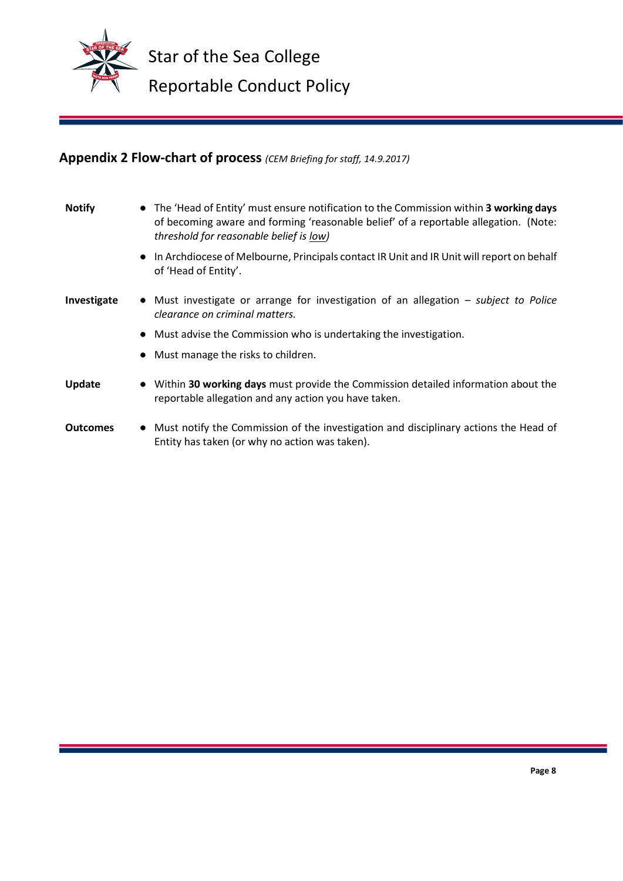## Appendix 2 Flow-chart of process *(CEM Briefing for staff, 14.9.2017)*

**Notify**

- The 'Head of Entity' must ensure notification to the Commission within **3 working days** of becoming aware and forming 'reasonable belief' of a reportable allegation. (Note: *threshold for reasonable belief is low)*
- In Archdiocese of Melbourne, Principals contact IR Unit and IR Unit will report on behalf of 'Head of Entity'.

**Investigate**

- Must investigate or arrange for investigation of an allegation – *subject to Police clearance on criminal matters.*
- Must advise the Commission who is undertaking the investigation.
- Must manage the risks to children.

**Update**

- Within **30 working days** must provide the Commission detailed information about the reportable allegation and any action you have taken.

**Outcomes**

- Must notify the Commission of the investigation and disciplinary actions the Head of Entity has taken (or why no action was taken).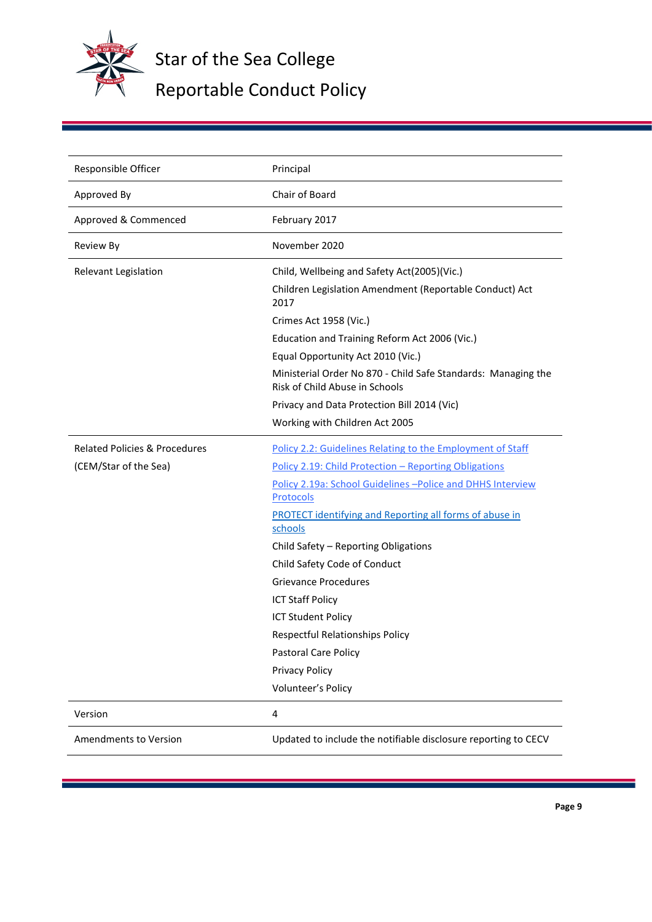# Star of the Sea College

# Reportable Conduct Policy

| | |
|---|---|
| Responsible Officer | Principal |
| Approved By | Chair of Board |
| Approved & Commenced | February 2017 |
| Review By | November 2020 |
| Relevant Legislation | Child, Wellbeing and Safety Act(2005)(Vic.)<br>Children Legislation Amendment (Reportable Conduct) Act 2017<br>Crimes Act 1958 (Vic.)<br>Education and Training Reform Act 2006 (Vic.)<br>Equal Opportunity Act 2010 (Vic.)<br>Ministerial Order No 870 - Child Safe Standards: Managing the Risk of Child Abuse in Schools<br>Privacy and Data Protection Bill 2014 (Vic)<br>Working with Children Act 2005 |
| Related Policies & Procedures<br>(CEM/Star of the Sea) | Policy 2.2: Guidelines Relating to the Employment of Staff<br>Policy 2.19: Child Protection – Reporting Obligations<br>Policy 2.19a: School Guidelines –Police and DHHS Interview Protocols<br>PROTECT identifying and Reporting all forms of abuse in schools<br>Child Safety – Reporting Obligations<br>Child Safety Code of Conduct<br>Grievance Procedures<br>ICT Staff Policy<br>ICT Student Policy<br>Respectful Relationships Policy<br>Pastoral Care Policy<br>Privacy Policy<br>Volunteer's Policy |
| Version | 4 |
| Amendments to Version | Updated to include the notifiable disclosure reporting to CECV |